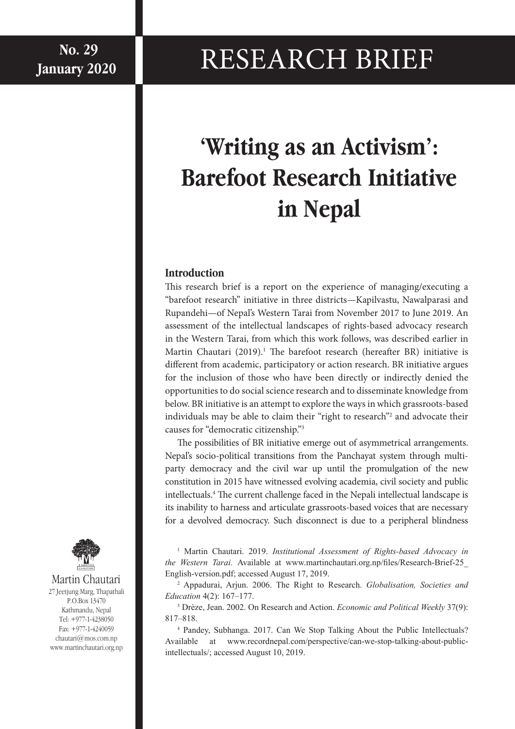**No. 29**
**January 2020**

# RESEARCH BRIEF

# 'Writing as an Activism': Barefoot Research Initiative in Nepal

## Introduction

This research brief is a report on the experience of managing/executing a "barefoot research" initiative in three districts—Kapilvastu, Nawalparasi and Rupandehi—of Nepal's Western Tarai from November 2017 to June 2019. An assessment of the intellectual landscapes of rights-based advocacy research in the Western Tarai, from which this work follows, was described earlier in Martin Chautari (2019).[1] The barefoot research (hereafter BR) initiative is different from academic, participatory or action research. BR initiative argues for the inclusion of those who have been directly or indirectly denied the opportunities to do social science research and to disseminate knowledge from below. BR initiative is an attempt to explore the ways in which grassroots-based individuals may be able to claim their "right to research"[2] and advocate their causes for "democratic citizenship."[3]

The possibilities of BR initiative emerge out of asymmetrical arrangements. Nepal's socio-political transitions from the Panchayat system through multi-party democracy and the civil war up until the promulgation of the new constitution in 2015 have witnessed evolving academia, civil society and public intellectuals.[4] The current challenge faced in the Nepali intellectual landscape is its inability to harness and articulate grassroots-based voices that are necessary for a devolved democracy. Such disconnect is due to a peripheral blindness

[1] Martin Chautari. 2019. *Institutional Assessment of Rights-based Advocacy in the Western Tarai.* Available at www.martinchautari.org.np/files/Research-Brief-25_English-version.pdf; accessed August 17, 2019.

[2] Appadurai, Arjun. 2006. The Right to Research. *Globalisation, Societies and Education* 4(2): 167–177.

[3] Drèze, Jean. 2002. On Research and Action. *Economic and Political Weekly* 37(9): 817–818.

[4] Pandey, Subhanga. 2017. Can We Stop Talking About the Public Intellectuals? Available at www.recordnepal.com/perspective/can-we-stop-talking-about-public-intellectuals/; accessed August 10, 2019.

Martin Chautari
27 Jeetjung Marg, Thapathali
P.O.Box 13470
Kathmandu, Nepal
Tel: +977-1-4238050
Fax: +977-1-4240059
chautari@mos.com.np
www.martinchautari.org.np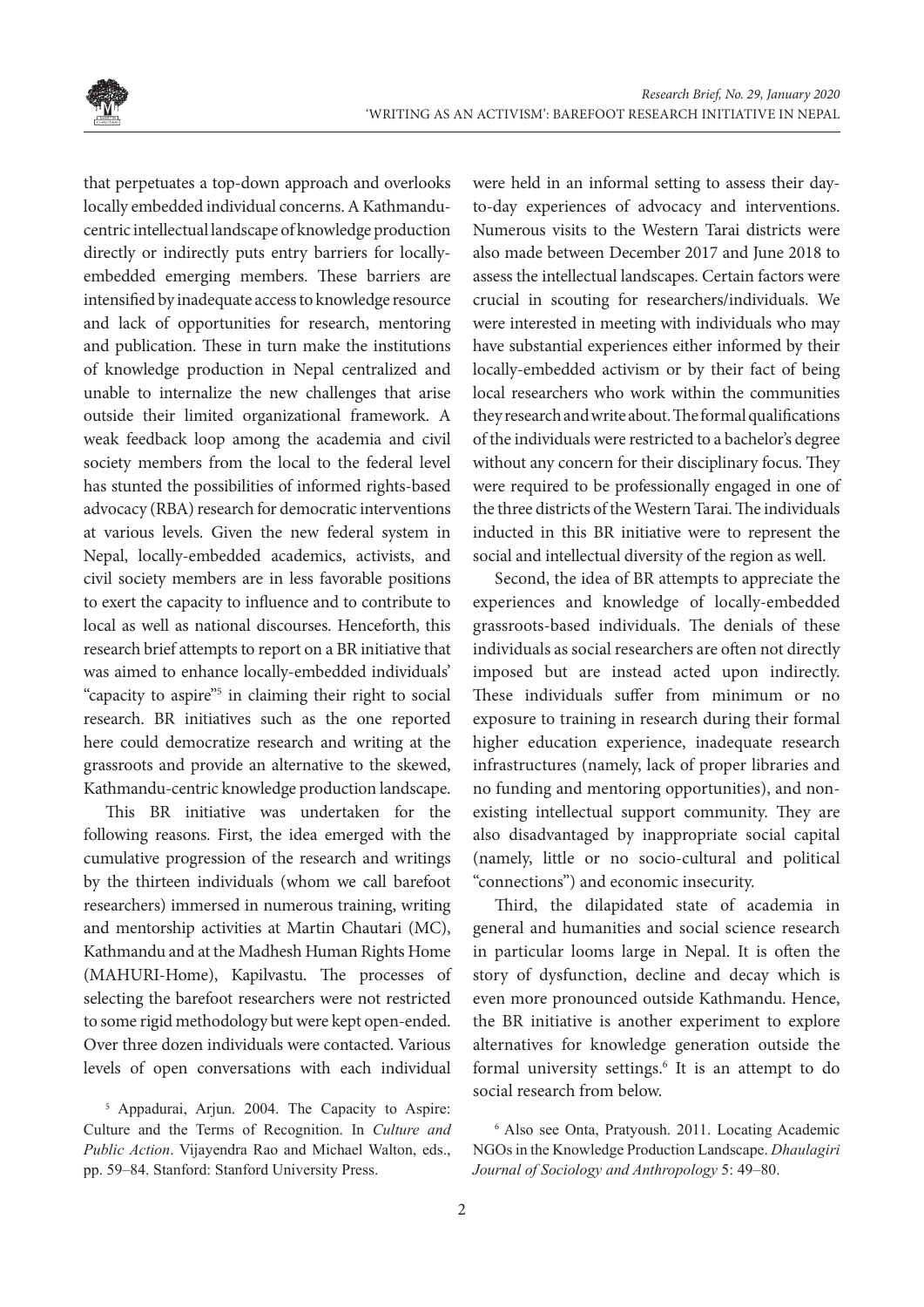that perpetuates a top-down approach and overlooks locally embedded individual concerns. A Kathmandu-centric intellectual landscape of knowledge production directly or indirectly puts entry barriers for locally-embedded emerging members. These barriers are intensified by inadequate access to knowledge resource and lack of opportunities for research, mentoring and publication. These in turn make the institutions of knowledge production in Nepal centralized and unable to internalize the new challenges that arise outside their limited organizational framework. A weak feedback loop among the academia and civil society members from the local to the federal level has stunted the possibilities of informed rights-based advocacy (RBA) research for democratic interventions at various levels. Given the new federal system in Nepal, locally-embedded academics, activists, and civil society members are in less favorable positions to exert the capacity to influence and to contribute to local as well as national discourses. Henceforth, this research brief attempts to report on a BR initiative that was aimed to enhance locally-embedded individuals' "capacity to aspire"[5] in claiming their right to social research. BR initiatives such as the one reported here could democratize research and writing at the grassroots and provide an alternative to the skewed, Kathmandu-centric knowledge production landscape.

This BR initiative was undertaken for the following reasons. First, the idea emerged with the cumulative progression of the research and writings by the thirteen individuals (whom we call barefoot researchers) immersed in numerous training, writing and mentorship activities at Martin Chautari (MC), Kathmandu and at the Madhesh Human Rights Home (MAHURI-Home), Kapilvastu. The processes of selecting the barefoot researchers were not restricted to some rigid methodology but were kept open-ended. Over three dozen individuals were contacted. Various levels of open conversations with each individual were held in an informal setting to assess their day-to-day experiences of advocacy and interventions. Numerous visits to the Western Tarai districts were also made between December 2017 and June 2018 to assess the intellectual landscapes. Certain factors were crucial in scouting for researchers/individuals. We were interested in meeting with individuals who may have substantial experiences either informed by their locally-embedded activism or by their fact of being local researchers who work within the communities they research and write about. The formal qualifications of the individuals were restricted to a bachelor's degree without any concern for their disciplinary focus. They were required to be professionally engaged in one of the three districts of the Western Tarai. The individuals inducted in this BR initiative were to represent the social and intellectual diversity of the region as well.

Second, the idea of BR attempts to appreciate the experiences and knowledge of locally-embedded grassroots-based individuals. The denials of these individuals as social researchers are often not directly imposed but are instead acted upon indirectly. These individuals suffer from minimum or no exposure to training in research during their formal higher education experience, inadequate research infrastructures (namely, lack of proper libraries and no funding and mentoring opportunities), and non-existing intellectual support community. They are also disadvantaged by inappropriate social capital (namely, little or no socio-cultural and political "connections") and economic insecurity.

Third, the dilapidated state of academia in general and humanities and social science research in particular looms large in Nepal. It is often the story of dysfunction, decline and decay which is even more pronounced outside Kathmandu. Hence, the BR initiative is another experiment to explore alternatives for knowledge generation outside the formal university settings.[6] It is an attempt to do social research from below.

[5] Appadurai, Arjun. 2004. The Capacity to Aspire: Culture and the Terms of Recognition. In *Culture and Public Action*. Vijayendra Rao and Michael Walton, eds., pp. 59–84. Stanford: Stanford University Press.

[6] Also see Onta, Pratyoush. 2011. Locating Academic NGOs in the Knowledge Production Landscape. *Dhaulagiri Journal of Sociology and Anthropology* 5: 49–80.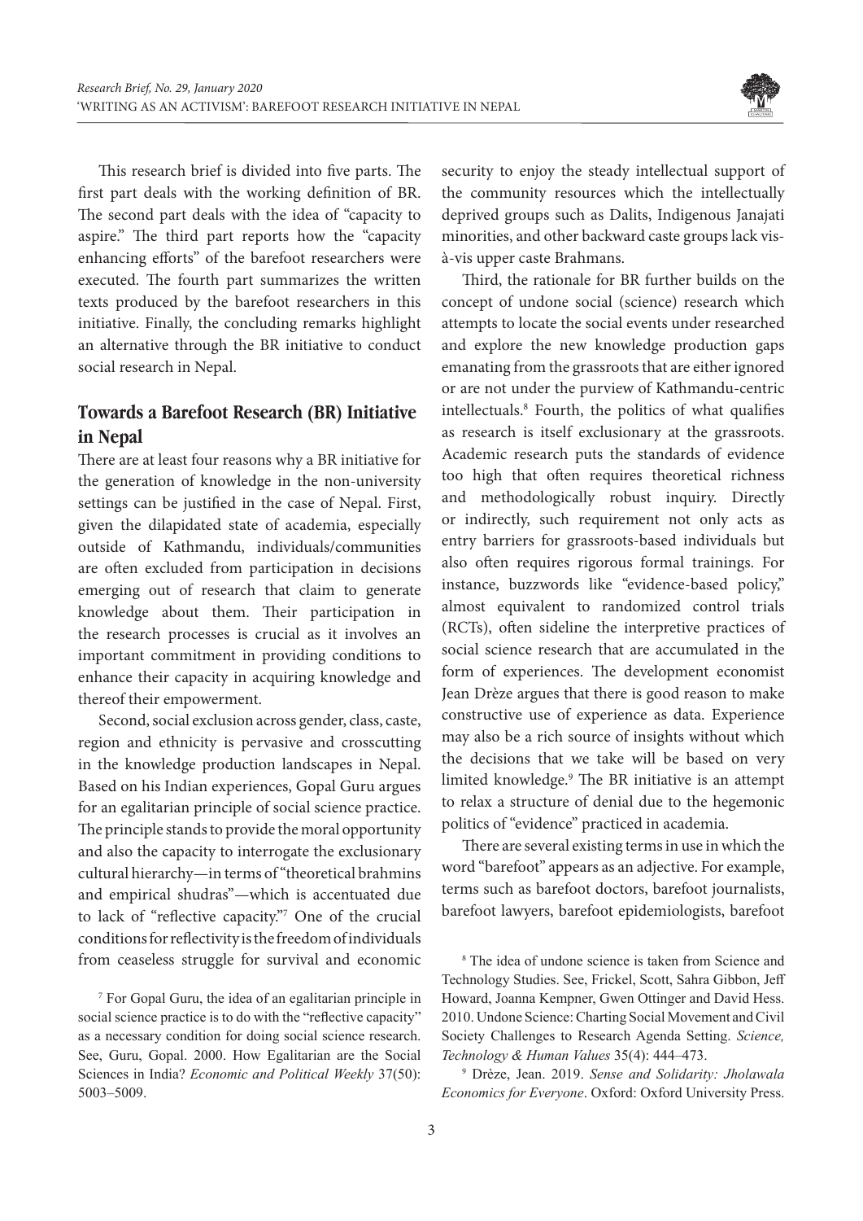This research brief is divided into five parts. The first part deals with the working definition of BR. The second part deals with the idea of "capacity to aspire." The third part reports how the "capacity enhancing efforts" of the barefoot researchers were executed. The fourth part summarizes the written texts produced by the barefoot researchers in this initiative. Finally, the concluding remarks highlight an alternative through the BR initiative to conduct social research in Nepal.

## Towards a Barefoot Research (BR) Initiative in Nepal

There are at least four reasons why a BR initiative for the generation of knowledge in the non-university settings can be justified in the case of Nepal. First, given the dilapidated state of academia, especially outside of Kathmandu, individuals/communities are often excluded from participation in decisions emerging out of research that claim to generate knowledge about them. Their participation in the research processes is crucial as it involves an important commitment in providing conditions to enhance their capacity in acquiring knowledge and thereof their empowerment.

Second, social exclusion across gender, class, caste, region and ethnicity is pervasive and crosscutting in the knowledge production landscapes in Nepal. Based on his Indian experiences, Gopal Guru argues for an egalitarian principle of social science practice. The principle stands to provide the moral opportunity and also the capacity to interrogate the exclusionary cultural hierarchy—in terms of "theoretical brahmins and empirical shudras"—which is accentuated due to lack of "reflective capacity."[7] One of the crucial conditions for reflectivity is the freedom of individuals from ceaseless struggle for survival and economic security to enjoy the steady intellectual support of the community resources which the intellectually deprived groups such as Dalits, Indigenous Janajati minorities, and other backward caste groups lack vis-à-vis upper caste Brahmans.

Third, the rationale for BR further builds on the concept of undone social (science) research which attempts to locate the social events under researched and explore the new knowledge production gaps emanating from the grassroots that are either ignored or are not under the purview of Kathmandu-centric intellectuals.[8] Fourth, the politics of what qualifies as research is itself exclusionary at the grassroots. Academic research puts the standards of evidence too high that often requires theoretical richness and methodologically robust inquiry. Directly or indirectly, such requirement not only acts as entry barriers for grassroots-based individuals but also often requires rigorous formal trainings. For instance, buzzwords like "evidence-based policy," almost equivalent to randomized control trials (RCTs), often sideline the interpretive practices of social science research that are accumulated in the form of experiences. The development economist Jean Drèze argues that there is good reason to make constructive use of experience as data. Experience may also be a rich source of insights without which the decisions that we take will be based on very limited knowledge.[9] The BR initiative is an attempt to relax a structure of denial due to the hegemonic politics of "evidence" practiced in academia.

There are several existing terms in use in which the word "barefoot" appears as an adjective. For example, terms such as barefoot doctors, barefoot journalists, barefoot lawyers, barefoot epidemiologists, barefoot

---

[7] For Gopal Guru, the idea of an egalitarian principle in social science practice is to do with the "reflective capacity" as a necessary condition for doing social science research. See, Guru, Gopal. 2000. How Egalitarian are the Social Sciences in India? *Economic and Political Weekly* 37(50): 5003–5009.

[8] The idea of undone science is taken from Science and Technology Studies. See, Frickel, Scott, Sahra Gibbon, Jeff Howard, Joanna Kempner, Gwen Ottinger and David Hess. 2010. Undone Science: Charting Social Movement and Civil Society Challenges to Research Agenda Setting. *Science, Technology & Human Values* 35(4): 444–473.

[9] Drèze, Jean. 2019. *Sense and Solidarity: Jholawala Economics for Everyone*. Oxford: Oxford University Press.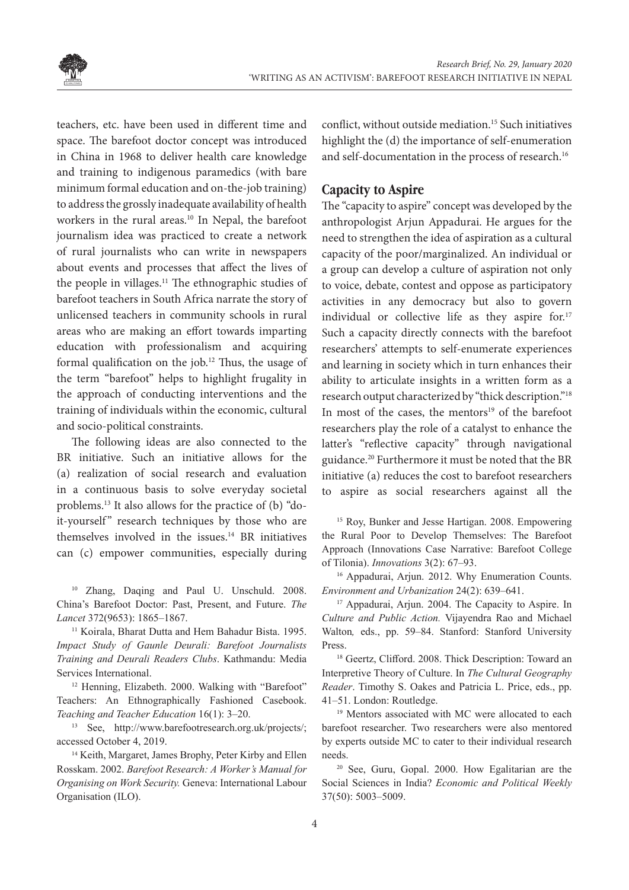teachers, etc. have been used in different time and space. The barefoot doctor concept was introduced in China in 1968 to deliver health care knowledge and training to indigenous paramedics (with bare minimum formal education and on-the-job training) to address the grossly inadequate availability of health workers in the rural areas.[10] In Nepal, the barefoot journalism idea was practiced to create a network of rural journalists who can write in newspapers about events and processes that affect the lives of the people in villages.[11] The ethnographic studies of barefoot teachers in South Africa narrate the story of unlicensed teachers in community schools in rural areas who are making an effort towards imparting education with professionalism and acquiring formal qualification on the job.[12] Thus, the usage of the term "barefoot" helps to highlight frugality in the approach of conducting interventions and the training of individuals within the economic, cultural and socio-political constraints.

The following ideas are also connected to the BR initiative. Such an initiative allows for the (a) realization of social research and evaluation in a continuous basis to solve everyday societal problems.[13] It also allows for the practice of (b) "do-it-yourself" research techniques by those who are themselves involved in the issues.[14] BR initiatives can (c) empower communities, especially during conflict, without outside mediation.[15] Such initiatives highlight the (d) the importance of self-enumeration and self-documentation in the process of research.[16]

## Capacity to Aspire

The "capacity to aspire" concept was developed by the anthropologist Arjun Appadurai. He argues for the need to strengthen the idea of aspiration as a cultural capacity of the poor/marginalized. An individual or a group can develop a culture of aspiration not only to voice, debate, contest and oppose as participatory activities in any democracy but also to govern individual or collective life as they aspire for.[17] Such a capacity directly connects with the barefoot researchers' attempts to self-enumerate experiences and learning in society which in turn enhances their ability to articulate insights in a written form as a research output characterized by "thick description."[18] In most of the cases, the mentors[19] of the barefoot researchers play the role of a catalyst to enhance the latter's "reflective capacity" through navigational guidance.[20] Furthermore it must be noted that the BR initiative (a) reduces the cost to barefoot researchers to aspire as social researchers against all the

---

[10] Zhang, Daqing and Paul U. Unschuld. 2008. China's Barefoot Doctor: Past, Present, and Future. *The Lancet* 372(9653): 1865–1867.

[11] Koirala, Bharat Dutta and Hem Bahadur Bista. 1995. *Impact Study of Gaunle Deurali: Barefoot Journalists Training and Deurali Readers Clubs*. Kathmandu: Media Services International.

[12] Henning, Elizabeth. 2000. Walking with "Barefoot" Teachers: An Ethnographically Fashioned Casebook. *Teaching and Teacher Education* 16(1): 3–20.

[13] See, http://www.barefootresearch.org.uk/projects/; accessed October 4, 2019.

[14] Keith, Margaret, James Brophy, Peter Kirby and Ellen Rosskam. 2002. *Barefoot Research: A Worker's Manual for Organising on Work Security.* Geneva: International Labour Organisation (ILO).

[15] Roy, Bunker and Jesse Hartigan. 2008. Empowering the Rural Poor to Develop Themselves: The Barefoot Approach (Innovations Case Narrative: Barefoot College of Tilonia). *Innovations* 3(2): 67–93.

[16] Appadurai, Arjun. 2012. Why Enumeration Counts. *Environment and Urbanization* 24(2): 639–641.

[17] Appadurai, Arjun. 2004. The Capacity to Aspire. In *Culture and Public Action.* Vijayendra Rao and Michael Walton, eds., pp. 59–84. Stanford: Stanford University Press.

[18] Geertz, Clifford. 2008. Thick Description: Toward an Interpretive Theory of Culture. In *The Cultural Geography Reader*. Timothy S. Oakes and Patricia L. Price, eds., pp. 41–51. London: Routledge.

[19] Mentors associated with MC were allocated to each barefoot researcher. Two researchers were also mentored by experts outside MC to cater to their individual research needs.

[20] See, Guru, Gopal. 2000. How Egalitarian are the Social Sciences in India? *Economic and Political Weekly* 37(50): 5003–5009.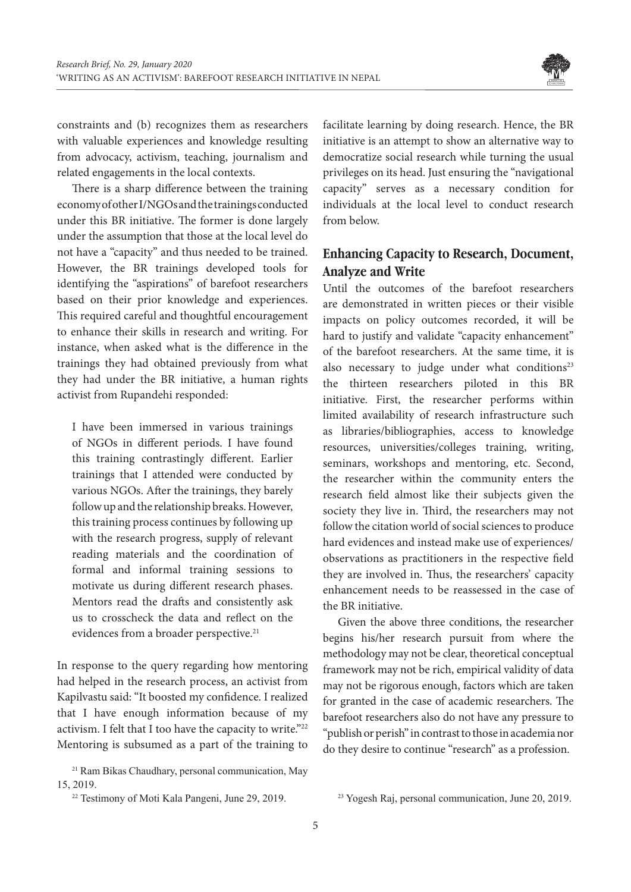constraints and (b) recognizes them as researchers with valuable experiences and knowledge resulting from advocacy, activism, teaching, journalism and related engagements in the local contexts.

There is a sharp difference between the training economy of other I/NGOs and the trainings conducted under this BR initiative. The former is done largely under the assumption that those at the local level do not have a "capacity" and thus needed to be trained. However, the BR trainings developed tools for identifying the "aspirations" of barefoot researchers based on their prior knowledge and experiences. This required careful and thoughtful encouragement to enhance their skills in research and writing. For instance, when asked what is the difference in the trainings they had obtained previously from what they had under the BR initiative, a human rights activist from Rupandehi responded:

> I have been immersed in various trainings of NGOs in different periods. I have found this training contrastingly different. Earlier trainings that I attended were conducted by various NGOs. After the trainings, they barely follow up and the relationship breaks. However, this training process continues by following up with the research progress, supply of relevant reading materials and the coordination of formal and informal training sessions to motivate us during different research phases. Mentors read the drafts and consistently ask us to crosscheck the data and reflect on the evidences from a broader perspective.[21]

In response to the query regarding how mentoring had helped in the research process, an activist from Kapilvastu said: "It boosted my confidence. I realized that I have enough information because of my activism. I felt that I too have the capacity to write."[22] Mentoring is subsumed as a part of the training to facilitate learning by doing research. Hence, the BR initiative is an attempt to show an alternative way to democratize social research while turning the usual privileges on its head. Just ensuring the "navigational capacity" serves as a necessary condition for individuals at the local level to conduct research from below.

## Enhancing Capacity to Research, Document, Analyze and Write

Until the outcomes of the barefoot researchers are demonstrated in written pieces or their visible impacts on policy outcomes recorded, it will be hard to justify and validate "capacity enhancement" of the barefoot researchers. At the same time, it is also necessary to judge under what conditions[23] the thirteen researchers piloted in this BR initiative. First, the researcher performs within limited availability of research infrastructure such as libraries/bibliographies, access to knowledge resources, universities/colleges training, writing, seminars, workshops and mentoring, etc. Second, the researcher within the community enters the research field almost like their subjects given the society they live in. Third, the researchers may not follow the citation world of social sciences to produce hard evidences and instead make use of experiences/observations as practitioners in the respective field they are involved in. Thus, the researchers' capacity enhancement needs to be reassessed in the case of the BR initiative.

Given the above three conditions, the researcher begins his/her research pursuit from where the methodology may not be clear, theoretical conceptual framework may not be rich, empirical validity of data may not be rigorous enough, factors which are taken for granted in the case of academic researchers. The barefoot researchers also do not have any pressure to "publish or perish" in contrast to those in academia nor do they desire to continue "research" as a profession.

[21] Ram Bikas Chaudhary, personal communication, May 15, 2019.

[22] Testimony of Moti Kala Pangeni, June 29, 2019.

[23] Yogesh Raj, personal communication, June 20, 2019.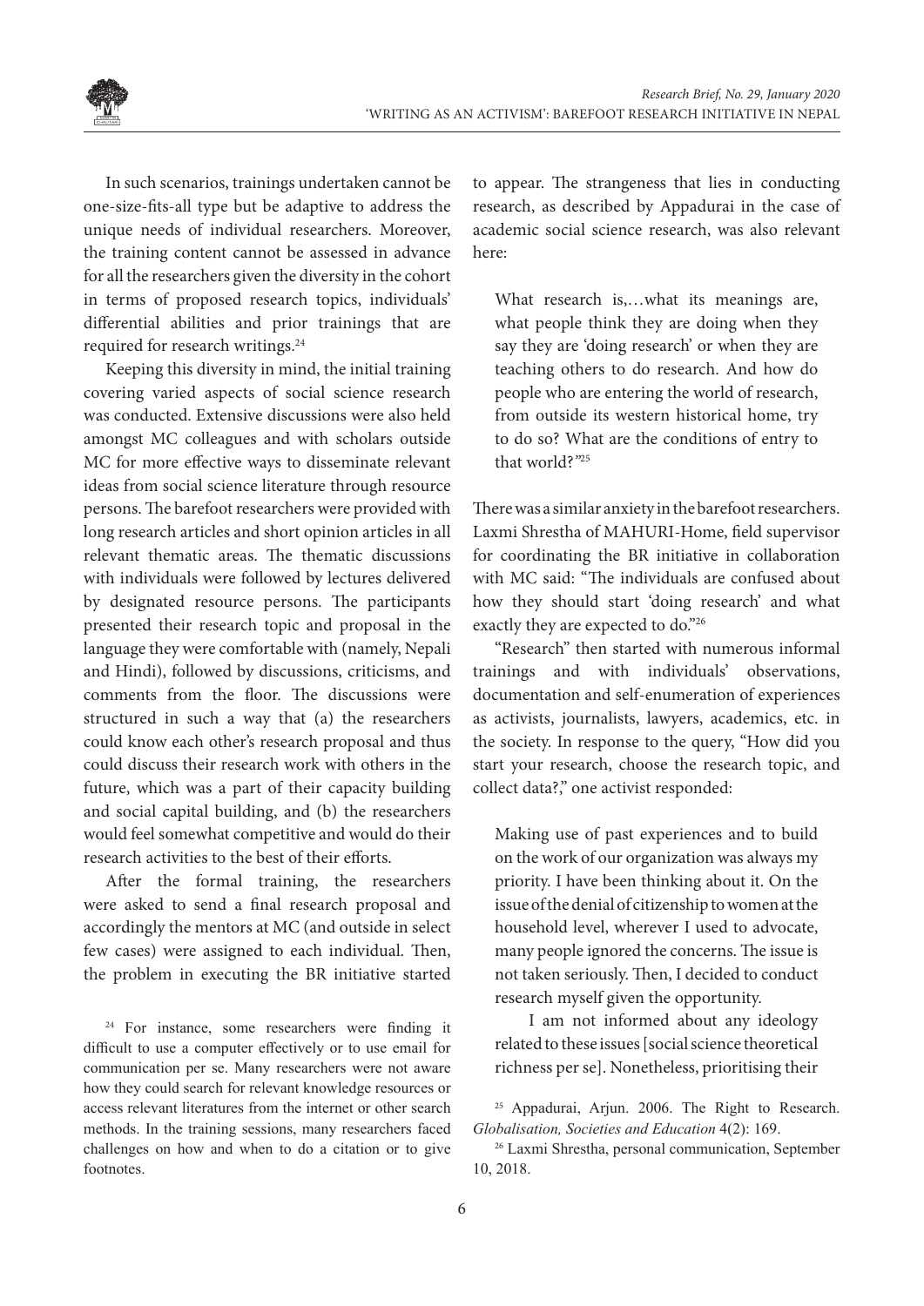In such scenarios, trainings undertaken cannot be one-size-fits-all type but be adaptive to address the unique needs of individual researchers. Moreover, the training content cannot be assessed in advance for all the researchers given the diversity in the cohort in terms of proposed research topics, individuals' differential abilities and prior trainings that are required for research writings.[24]

Keeping this diversity in mind, the initial training covering varied aspects of social science research was conducted. Extensive discussions were also held amongst MC colleagues and with scholars outside MC for more effective ways to disseminate relevant ideas from social science literature through resource persons. The barefoot researchers were provided with long research articles and short opinion articles in all relevant thematic areas. The thematic discussions with individuals were followed by lectures delivered by designated resource persons. The participants presented their research topic and proposal in the language they were comfortable with (namely, Nepali and Hindi), followed by discussions, criticisms, and comments from the floor. The discussions were structured in such a way that (a) the researchers could know each other's research proposal and thus could discuss their research work with others in the future, which was a part of their capacity building and social capital building, and (b) the researchers would feel somewhat competitive and would do their research activities to the best of their efforts.

After the formal training, the researchers were asked to send a final research proposal and accordingly the mentors at MC (and outside in select few cases) were assigned to each individual. Then, the problem in executing the BR initiative started to appear. The strangeness that lies in conducting research, as described by Appadurai in the case of academic social science research, was also relevant here:

> What research is,…what its meanings are, what people think they are doing when they say they are 'doing research' or when they are teaching others to do research. And how do people who are entering the world of research, from outside its western historical home, try to do so? What are the conditions of entry to that world?"[25]

There was a similar anxiety in the barefoot researchers. Laxmi Shrestha of MAHURI-Home, field supervisor for coordinating the BR initiative in collaboration with MC said: "The individuals are confused about how they should start 'doing research' and what exactly they are expected to do."[26]

"Research" then started with numerous informal trainings and with individuals' observations, documentation and self-enumeration of experiences as activists, journalists, lawyers, academics, etc. in the society. In response to the query, "How did you start your research, choose the research topic, and collect data?," one activist responded:

> Making use of past experiences and to build on the work of our organization was always my priority. I have been thinking about it. On the issue of the denial of citizenship to women at the household level, wherever I used to advocate, many people ignored the concerns. The issue is not taken seriously. Then, I decided to conduct research myself given the opportunity.
>
> I am not informed about any ideology related to these issues [social science theoretical richness per se]. Nonetheless, prioritising their

---

[24] For instance, some researchers were finding it difficult to use a computer effectively or to use email for communication per se. Many researchers were not aware how they could search for relevant knowledge resources or access relevant literatures from the internet or other search methods. In the training sessions, many researchers faced challenges on how and when to do a citation or to give footnotes.

[25] Appadurai, Arjun. 2006. The Right to Research. *Globalisation, Societies and Education* 4(2): 169.

[26] Laxmi Shrestha, personal communication, September 10, 2018.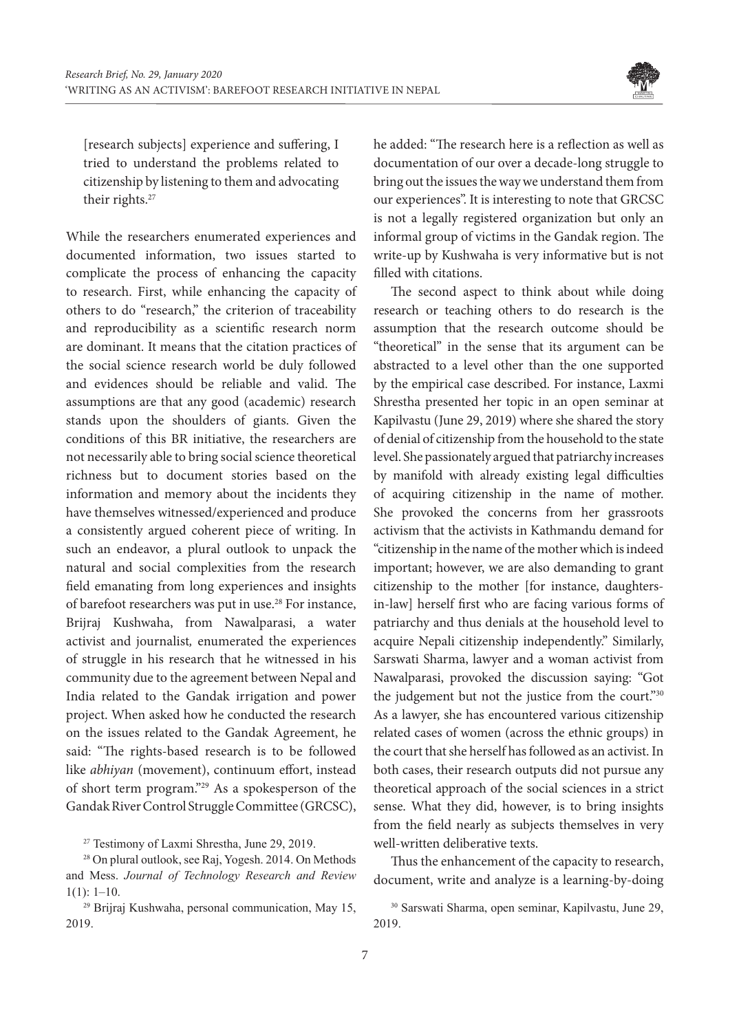[research subjects] experience and suffering, I tried to understand the problems related to citizenship by listening to them and advocating their rights.[27]

While the researchers enumerated experiences and documented information, two issues started to complicate the process of enhancing the capacity to research. First, while enhancing the capacity of others to do "research," the criterion of traceability and reproducibility as a scientific research norm are dominant. It means that the citation practices of the social science research world be duly followed and evidences should be reliable and valid. The assumptions are that any good (academic) research stands upon the shoulders of giants. Given the conditions of this BR initiative, the researchers are not necessarily able to bring social science theoretical richness but to document stories based on the information and memory about the incidents they have themselves witnessed/experienced and produce a consistently argued coherent piece of writing. In such an endeavor, a plural outlook to unpack the natural and social complexities from the research field emanating from long experiences and insights of barefoot researchers was put in use.[28] For instance, Brijraj Kushwaha, from Nawalparasi, a water activist and journalist, enumerated the experiences of struggle in his research that he witnessed in his community due to the agreement between Nepal and India related to the Gandak irrigation and power project. When asked how he conducted the research on the issues related to the Gandak Agreement, he said: "The rights-based research is to be followed like *abhiyan* (movement), continuum effort, instead of short term program."[29] As a spokesperson of the Gandak River Control Struggle Committee (GRCSC), he added: "The research here is a reflection as well as documentation of our over a decade-long struggle to bring out the issues the way we understand them from our experiences". It is interesting to note that GRCSC is not a legally registered organization but only an informal group of victims in the Gandak region. The write-up by Kushwaha is very informative but is not filled with citations.

The second aspect to think about while doing research or teaching others to do research is the assumption that the research outcome should be "theoretical" in the sense that its argument can be abstracted to a level other than the one supported by the empirical case described. For instance, Laxmi Shrestha presented her topic in an open seminar at Kapilvastu (June 29, 2019) where she shared the story of denial of citizenship from the household to the state level. She passionately argued that patriarchy increases by manifold with already existing legal difficulties of acquiring citizenship in the name of mother. She provoked the concerns from her grassroots activism that the activists in Kathmandu demand for "citizenship in the name of the mother which is indeed important; however, we are also demanding to grant citizenship to the mother [for instance, daughters-in-law] herself first who are facing various forms of patriarchy and thus denials at the household level to acquire Nepali citizenship independently." Similarly, Sarswati Sharma, lawyer and a woman activist from Nawalparasi, provoked the discussion saying: "Got the judgement but not the justice from the court."[30] As a lawyer, she has encountered various citizenship related cases of women (across the ethnic groups) in the court that she herself has followed as an activist. In both cases, their research outputs did not pursue any theoretical approach of the social sciences in a strict sense. What they did, however, is to bring insights from the field nearly as subjects themselves in very well-written deliberative texts.

Thus the enhancement of the capacity to research, document, write and analyze is a learning-by-doing

---

[27] Testimony of Laxmi Shrestha, June 29, 2019.

[28] On plural outlook, see Raj, Yogesh. 2014. On Methods and Mess. *Journal of Technology Research and Review* 1(1): 1–10.

[29] Brijraj Kushwaha, personal communication, May 15, 2019.

[30] Sarswati Sharma, open seminar, Kapilvastu, June 29, 2019.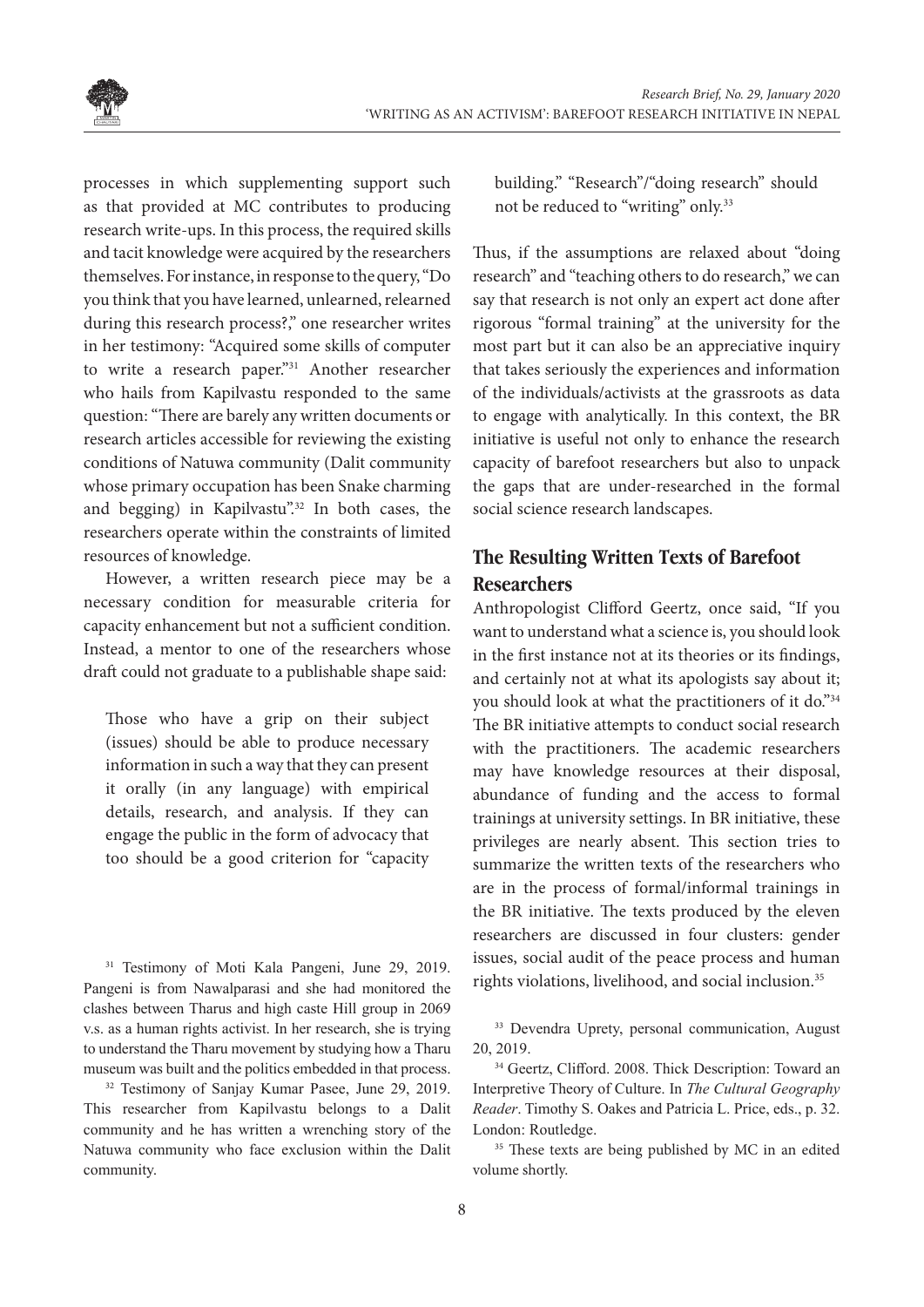processes in which supplementing support such as that provided at MC contributes to producing research write-ups. In this process, the required skills and tacit knowledge were acquired by the researchers themselves. For instance, in response to the query, "Do you think that you have learned, unlearned, relearned during this research process?," one researcher writes in her testimony: "Acquired some skills of computer to write a research paper."[31] Another researcher who hails from Kapilvastu responded to the same question: "There are barely any written documents or research articles accessible for reviewing the existing conditions of Natuwa community (Dalit community whose primary occupation has been Snake charming and begging) in Kapilvastu".[32] In both cases, the researchers operate within the constraints of limited resources of knowledge.

However, a written research piece may be a necessary condition for measurable criteria for capacity enhancement but not a sufficient condition. Instead, a mentor to one of the researchers whose draft could not graduate to a publishable shape said:

> Those who have a grip on their subject (issues) should be able to produce necessary information in such a way that they can present it orally (in any language) with empirical details, research, and analysis. If they can engage the public in the form of advocacy that too should be a good criterion for "capacity building." "Research"/"doing research" should not be reduced to "writing" only.[33]

Thus, if the assumptions are relaxed about "doing research" and "teaching others to do research," we can say that research is not only an expert act done after rigorous "formal training" at the university for the most part but it can also be an appreciative inquiry that takes seriously the experiences and information of the individuals/activists at the grassroots as data to engage with analytically. In this context, the BR initiative is useful not only to enhance the research capacity of barefoot researchers but also to unpack the gaps that are under-researched in the formal social science research landscapes.

## The Resulting Written Texts of Barefoot Researchers

Anthropologist Clifford Geertz, once said, "If you want to understand what a science is, you should look in the first instance not at its theories or its findings, and certainly not at what its apologists say about it; you should look at what the practitioners of it do."[34] The BR initiative attempts to conduct social research with the practitioners. The academic researchers may have knowledge resources at their disposal, abundance of funding and the access to formal trainings at university settings. In BR initiative, these privileges are nearly absent. This section tries to summarize the written texts of the researchers who are in the process of formal/informal trainings in the BR initiative. The texts produced by the eleven researchers are discussed in four clusters: gender issues, social audit of the peace process and human rights violations, livelihood, and social inclusion.[35]

---

[31] Testimony of Moti Kala Pangeni, June 29, 2019. Pangeni is from Nawalparasi and she had monitored the clashes between Tharus and high caste Hill group in 2069 v.s. as a human rights activist. In her research, she is trying to understand the Tharu movement by studying how a Tharu museum was built and the politics embedded in that process.

[32] Testimony of Sanjay Kumar Pasee, June 29, 2019. This researcher from Kapilvastu belongs to a Dalit community and he has written a wrenching story of the Natuwa community who face exclusion within the Dalit community.

[33] Devendra Uprety, personal communication, August 20, 2019.

[34] Geertz, Clifford. 2008. Thick Description: Toward an Interpretive Theory of Culture. In *The Cultural Geography Reader*. Timothy S. Oakes and Patricia L. Price, eds., p. 32. London: Routledge.

[35] These texts are being published by MC in an edited volume shortly.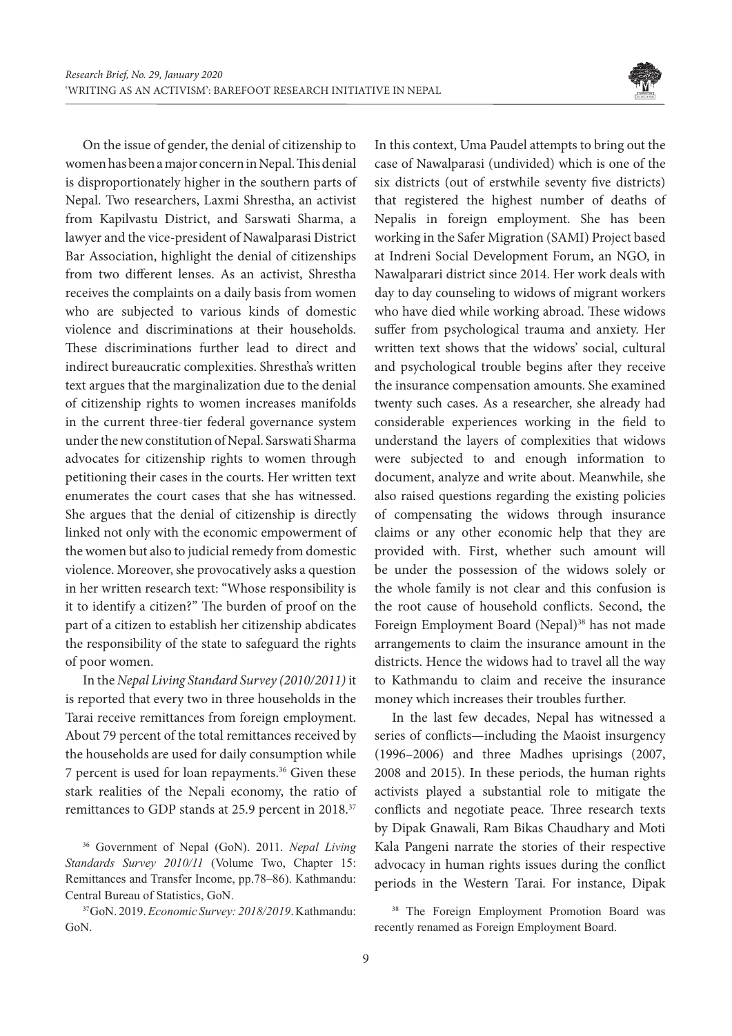On the issue of gender, the denial of citizenship to women has been a major concern in Nepal. This denial is disproportionately higher in the southern parts of Nepal. Two researchers, Laxmi Shrestha, an activist from Kapilvastu District, and Sarswati Sharma, a lawyer and the vice-president of Nawalparasi District Bar Association, highlight the denial of citizenships from two different lenses. As an activist, Shrestha receives the complaints on a daily basis from women who are subjected to various kinds of domestic violence and discriminations at their households. These discriminations further lead to direct and indirect bureaucratic complexities. Shrestha's written text argues that the marginalization due to the denial of citizenship rights to women increases manifolds in the current three-tier federal governance system under the new constitution of Nepal. Sarswati Sharma advocates for citizenship rights to women through petitioning their cases in the courts. Her written text enumerates the court cases that she has witnessed. She argues that the denial of citizenship is directly linked not only with the economic empowerment of the women but also to judicial remedy from domestic violence. Moreover, she provocatively asks a question in her written research text: "Whose responsibility is it to identify a citizen?" The burden of proof on the part of a citizen to establish her citizenship abdicates the responsibility of the state to safeguard the rights of poor women.

In the *Nepal Living Standard Survey (2010/2011)* it is reported that every two in three households in the Tarai receive remittances from foreign employment. About 79 percent of the total remittances received by the households are used for daily consumption while 7 percent is used for loan repayments.[36] Given these stark realities of the Nepali economy, the ratio of remittances to GDP stands at 25.9 percent in 2018.[37] In this context, Uma Paudel attempts to bring out the case of Nawalparasi (undivided) which is one of the six districts (out of erstwhile seventy five districts) that registered the highest number of deaths of Nepalis in foreign employment. She has been working in the Safer Migration (SAMI) Project based at Indreni Social Development Forum, an NGO, in Nawalparari district since 2014. Her work deals with day to day counseling to widows of migrant workers who have died while working abroad. These widows suffer from psychological trauma and anxiety. Her written text shows that the widows' social, cultural and psychological trouble begins after they receive the insurance compensation amounts. She examined twenty such cases. As a researcher, she already had considerable experiences working in the field to understand the layers of complexities that widows were subjected to and enough information to document, analyze and write about. Meanwhile, she also raised questions regarding the existing policies of compensating the widows through insurance claims or any other economic help that they are provided with. First, whether such amount will be under the possession of the widows solely or the whole family is not clear and this confusion is the root cause of household conflicts. Second, the Foreign Employment Board (Nepal)[38] has not made arrangements to claim the insurance amount in the districts. Hence the widows had to travel all the way to Kathmandu to claim and receive the insurance money which increases their troubles further.

In the last few decades, Nepal has witnessed a series of conflicts—including the Maoist insurgency (1996–2006) and three Madhes uprisings (2007, 2008 and 2015). In these periods, the human rights activists played a substantial role to mitigate the conflicts and negotiate peace. Three research texts by Dipak Gnawali, Ram Bikas Chaudhary and Moti Kala Pangeni narrate the stories of their respective advocacy in human rights issues during the conflict periods in the Western Tarai. For instance, Dipak

---

[36] Government of Nepal (GoN). 2011. *Nepal Living Standards Survey 2010/11* (Volume Two, Chapter 15: Remittances and Transfer Income, pp.78–86). Kathmandu: Central Bureau of Statistics, GoN.

[37] GoN. 2019. *Economic Survey: 2018/2019*. Kathmandu: GoN.

[38] The Foreign Employment Promotion Board was recently renamed as Foreign Employment Board.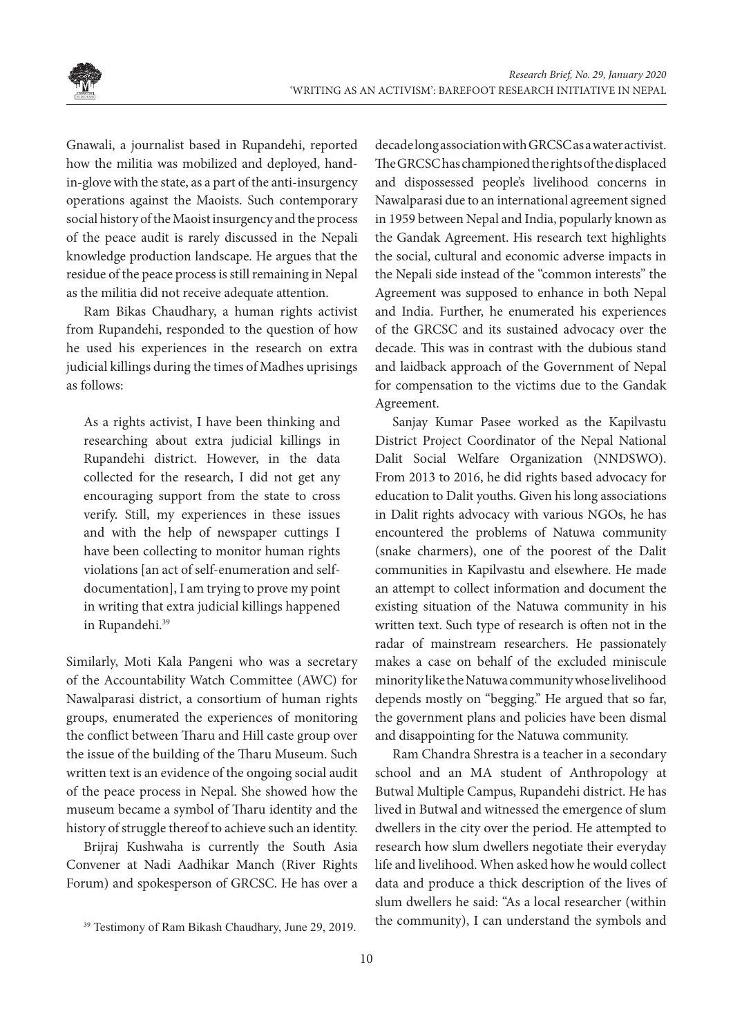Gnawali, a journalist based in Rupandehi, reported how the militia was mobilized and deployed, hand-in-glove with the state, as a part of the anti-insurgency operations against the Maoists. Such contemporary social history of the Maoist insurgency and the process of the peace audit is rarely discussed in the Nepali knowledge production landscape. He argues that the residue of the peace process is still remaining in Nepal as the militia did not receive adequate attention.

Ram Bikas Chaudhary, a human rights activist from Rupandehi, responded to the question of how he used his experiences in the research on extra judicial killings during the times of Madhes uprisings as follows:

> As a rights activist, I have been thinking and researching about extra judicial killings in Rupandehi district. However, in the data collected for the research, I did not get any encouraging support from the state to cross verify. Still, my experiences in these issues and with the help of newspaper cuttings I have been collecting to monitor human rights violations [an act of self-enumeration and self-documentation], I am trying to prove my point in writing that extra judicial killings happened in Rupandehi.[39]

Similarly, Moti Kala Pangeni who was a secretary of the Accountability Watch Committee (AWC) for Nawalparasi district, a consortium of human rights groups, enumerated the experiences of monitoring the conflict between Tharu and Hill caste group over the issue of the building of the Tharu Museum. Such written text is an evidence of the ongoing social audit of the peace process in Nepal. She showed how the museum became a symbol of Tharu identity and the history of struggle thereof to achieve such an identity.

Brijraj Kushwaha is currently the South Asia Convener at Nadi Aadhikar Manch (River Rights Forum) and spokesperson of GRCSC. He has over a decade long association with GRCSC as a water activist. The GRCSC has championed the rights of the displaced and dispossessed people's livelihood concerns in Nawalparasi due to an international agreement signed in 1959 between Nepal and India, popularly known as the Gandak Agreement. His research text highlights the social, cultural and economic adverse impacts in the Nepali side instead of the "common interests" the Agreement was supposed to enhance in both Nepal and India. Further, he enumerated his experiences of the GRCSC and its sustained advocacy over the decade. This was in contrast with the dubious stand and laidback approach of the Government of Nepal for compensation to the victims due to the Gandak Agreement.

Sanjay Kumar Pasee worked as the Kapilvastu District Project Coordinator of the Nepal National Dalit Social Welfare Organization (NNDSWO). From 2013 to 2016, he did rights based advocacy for education to Dalit youths. Given his long associations in Dalit rights advocacy with various NGOs, he has encountered the problems of Natuwa community (snake charmers), one of the poorest of the Dalit communities in Kapilvastu and elsewhere. He made an attempt to collect information and document the existing situation of the Natuwa community in his written text. Such type of research is often not in the radar of mainstream researchers. He passionately makes a case on behalf of the excluded miniscule minority like the Natuwa community whose livelihood depends mostly on "begging." He argued that so far, the government plans and policies have been dismal and disappointing for the Natuwa community.

Ram Chandra Shrestra is a teacher in a secondary school and an MA student of Anthropology at Butwal Multiple Campus, Rupandehi district. He has lived in Butwal and witnessed the emergence of slum dwellers in the city over the period. He attempted to research how slum dwellers negotiate their everyday life and livelihood. When asked how he would collect data and produce a thick description of the lives of slum dwellers he said: "As a local researcher (within the community), I can understand the symbols and

[39] Testimony of Ram Bikash Chaudhary, June 29, 2019.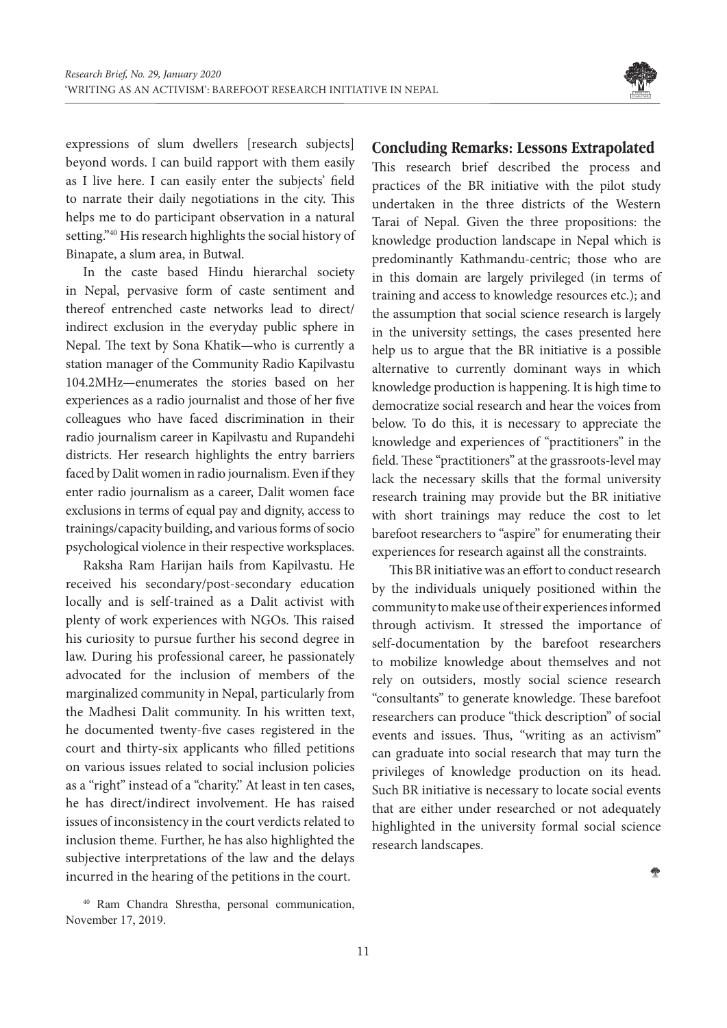expressions of slum dwellers [research subjects] beyond words. I can build rapport with them easily as I live here. I can easily enter the subjects' field to narrate their daily negotiations in the city. This helps me to do participant observation in a natural setting."[40] His research highlights the social history of Binapate, a slum area, in Butwal.

In the caste based Hindu hierarchal society in Nepal, pervasive form of caste sentiment and thereof entrenched caste networks lead to direct/indirect exclusion in the everyday public sphere in Nepal. The text by Sona Khatik—who is currently a station manager of the Community Radio Kapilvastu 104.2MHz—enumerates the stories based on her experiences as a radio journalist and those of her five colleagues who have faced discrimination in their radio journalism career in Kapilvastu and Rupandehi districts. Her research highlights the entry barriers faced by Dalit women in radio journalism. Even if they enter radio journalism as a career, Dalit women face exclusions in terms of equal pay and dignity, access to trainings/capacity building, and various forms of socio psychological violence in their respective worksplaces.

Raksha Ram Harijan hails from Kapilvastu. He received his secondary/post-secondary education locally and is self-trained as a Dalit activist with plenty of work experiences with NGOs. This raised his curiosity to pursue further his second degree in law. During his professional career, he passionately advocated for the inclusion of members of the marginalized community in Nepal, particularly from the Madhesi Dalit community. In his written text, he documented twenty-five cases registered in the court and thirty-six applicants who filled petitions on various issues related to social inclusion policies as a "right" instead of a "charity." At least in ten cases, he has direct/indirect involvement. He has raised issues of inconsistency in the court verdicts related to inclusion theme. Further, he has also highlighted the subjective interpretations of the law and the delays incurred in the hearing of the petitions in the court.

[40] Ram Chandra Shrestha, personal communication, November 17, 2019.

## Concluding Remarks: Lessons Extrapolated

This research brief described the process and practices of the BR initiative with the pilot study undertaken in the three districts of the Western Tarai of Nepal. Given the three propositions: the knowledge production landscape in Nepal which is predominantly Kathmandu-centric; those who are in this domain are largely privileged (in terms of training and access to knowledge resources etc.); and the assumption that social science research is largely in the university settings, the cases presented here help us to argue that the BR initiative is a possible alternative to currently dominant ways in which knowledge production is happening. It is high time to democratize social research and hear the voices from below. To do this, it is necessary to appreciate the knowledge and experiences of "practitioners" in the field. These "practitioners" at the grassroots-level may lack the necessary skills that the formal university research training may provide but the BR initiative with short trainings may reduce the cost to let barefoot researchers to "aspire" for enumerating their experiences for research against all the constraints.

This BR initiative was an effort to conduct research by the individuals uniquely positioned within the community to make use of their experiences informed through activism. It stressed the importance of self-documentation by the barefoot researchers to mobilize knowledge about themselves and not rely on outsiders, mostly social science research "consultants" to generate knowledge. These barefoot researchers can produce "thick description" of social events and issues. Thus, "writing as an activism" can graduate into social research that may turn the privileges of knowledge production on its head. Such BR initiative is necessary to locate social events that are either under researched or not adequately highlighted in the university formal social science research landscapes.